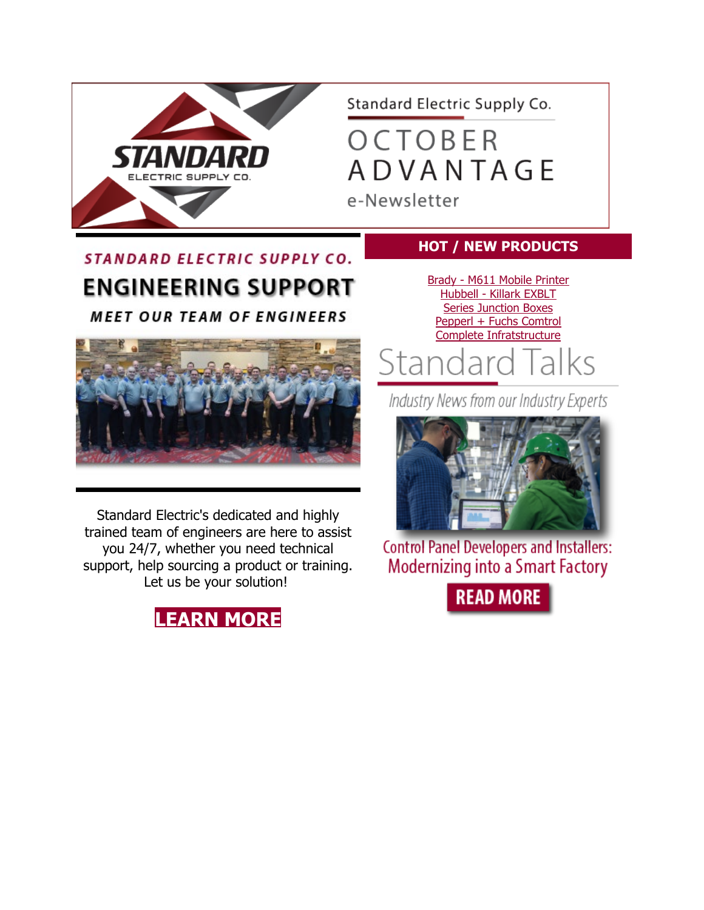Standard Electric Supply Co.

# OCTOBER ADVANTAGE

e-Newsletter

## STANDARD ELECTRIC SUPPLY CO.

## ENGINEERING SUPPORT

### MEET OUR TEAM OF ENGINEERS

Standard Electric's dedicated and highly trained team of engineers are here to assist you 24/7, whether you need technical support, help sourcing a product or training. Let us be your solution!

**LEARN MORE**

## HOT / NEW PRODUCTS

Brady - M611 Mobile Printer
Hubbell - Killark EXBLT
Series Junction Boxes
Pepperl + Fuchs Comtrol
Complete Infratstructure

## Standard Talks

*Industry News from our Industry Experts*

Control Panel Developers and Installers: Modernizing into a Smart Factory

**READ MORE**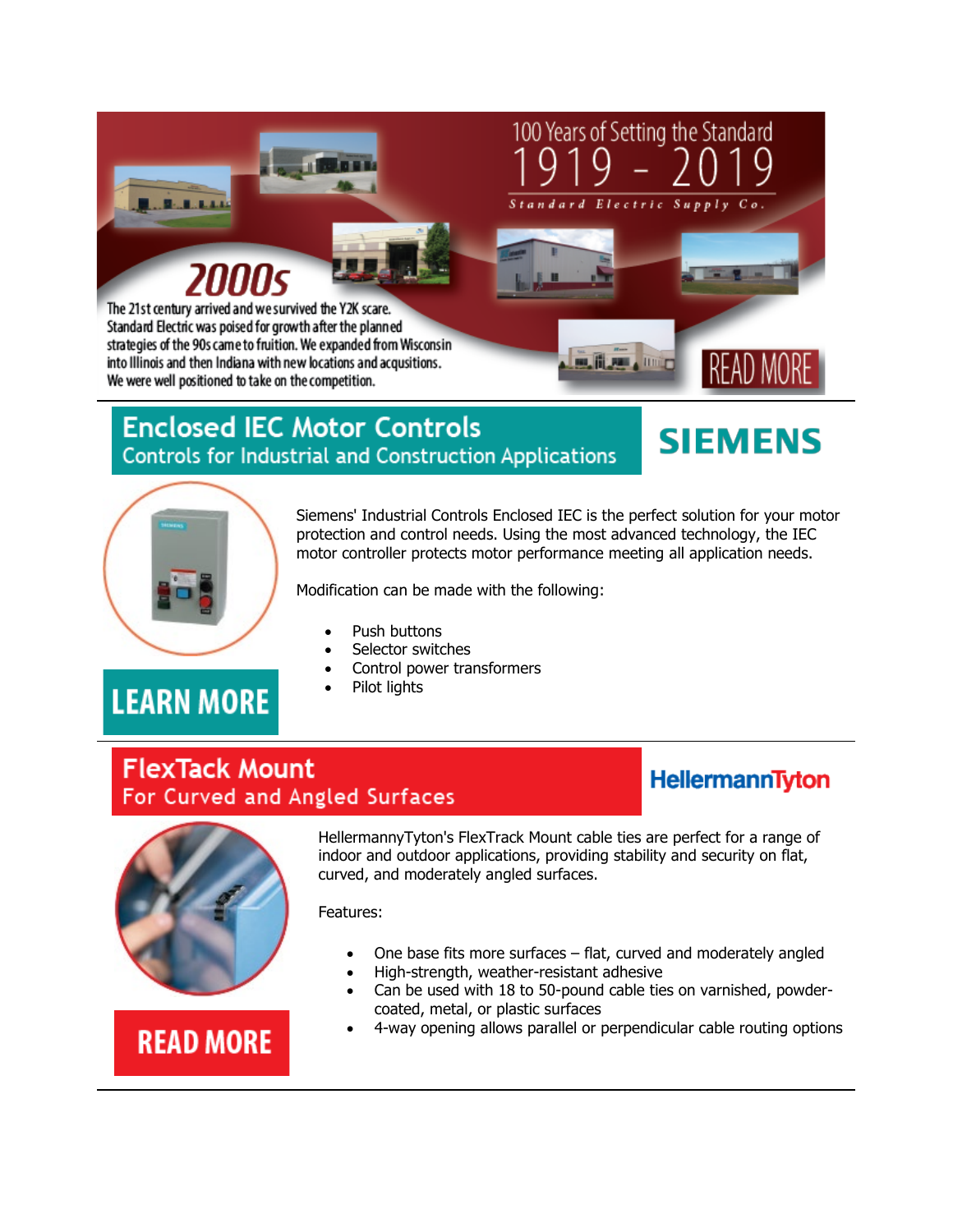## 100 Years of Setting the Standard 1919 - 2019

Standard Electric Supply Co.

### 2000s

The 21st century arrived and we survived the Y2K scare. Standard Electric was poised for growth after the planned strategies of the 90s came to fruition. We expanded from Wisconsin into Illinois and then Indiana with new locations and acqusitions. We were well positioned to take on the competition.

READ MORE

---

## Enclosed IEC Motor Controls

### Controls for Industrial and Construction Applications

SIEMENS

Siemens' Industrial Controls Enclosed IEC is the perfect solution for your motor protection and control needs. Using the most advanced technology, the IEC motor controller protects motor performance meeting all application needs.

Modification can be made with the following:

- Push buttons
- Selector switches
- Control power transformers
- Pilot lights

LEARN MORE

---

## FlexTack Mount

### For Curved and Angled Surfaces

HellermannTyton

HellermannyTyton's FlexTrack Mount cable ties are perfect for a range of indoor and outdoor applications, providing stability and security on flat, curved, and moderately angled surfaces.

Features:

- One base fits more surfaces – flat, curved and moderately angled
- High-strength, weather-resistant adhesive
- Can be used with 18 to 50-pound cable ties on varnished, powder-coated, metal, or plastic surfaces
- 4-way opening allows parallel or perpendicular cable routing options

READ MORE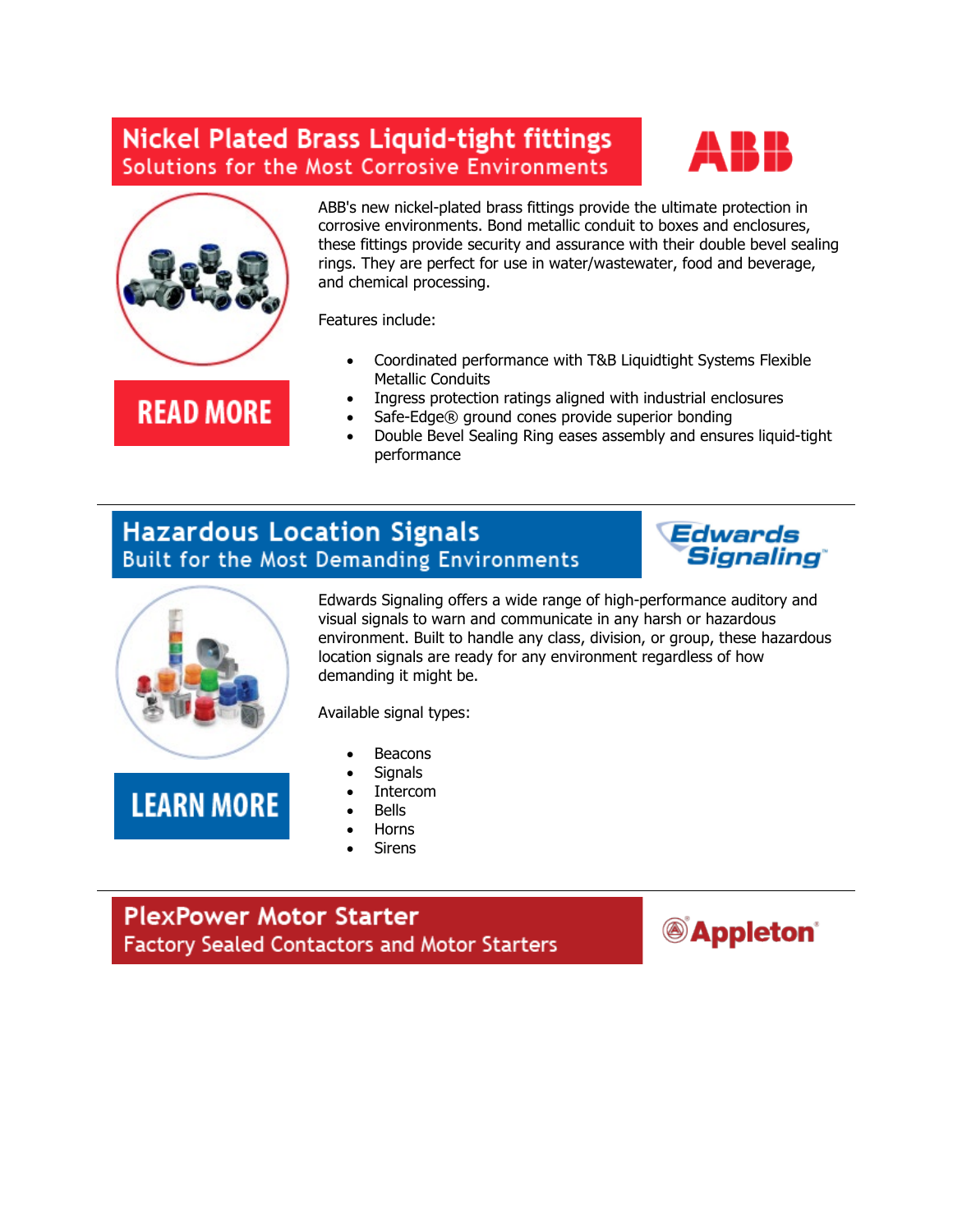## Nickel Plated Brass Liquid-tight fittings
### Solutions for the Most Corrosive Environments

ABB

ABB's new nickel-plated brass fittings provide the ultimate protection in corrosive environments. Bond metallic conduit to boxes and enclosures, these fittings provide security and assurance with their double bevel sealing rings. They are perfect for use in water/wastewater, food and beverage, and chemical processing.

Features include:

- Coordinated performance with T&B Liquidtight Systems Flexible Metallic Conduits
- Ingress protection ratings aligned with industrial enclosures
- Safe-Edge® ground cones provide superior bonding
- Double Bevel Sealing Ring eases assembly and ensures liquid-tight performance

READ MORE

---

## Hazardous Location Signals
### Built for the Most Demanding Environments

Edwards Signaling

Edwards Signaling offers a wide range of high-performance auditory and visual signals to warn and communicate in any harsh or hazardous environment. Built to handle any class, division, or group, these hazardous location signals are ready for any environment regardless of how demanding it might be.

Available signal types:

- Beacons
- Signals
- Intercom
- Bells
- Horns
- Sirens

LEARN MORE

---

## PlexPower Motor Starter
### Factory Sealed Contactors and Motor Starters

Appleton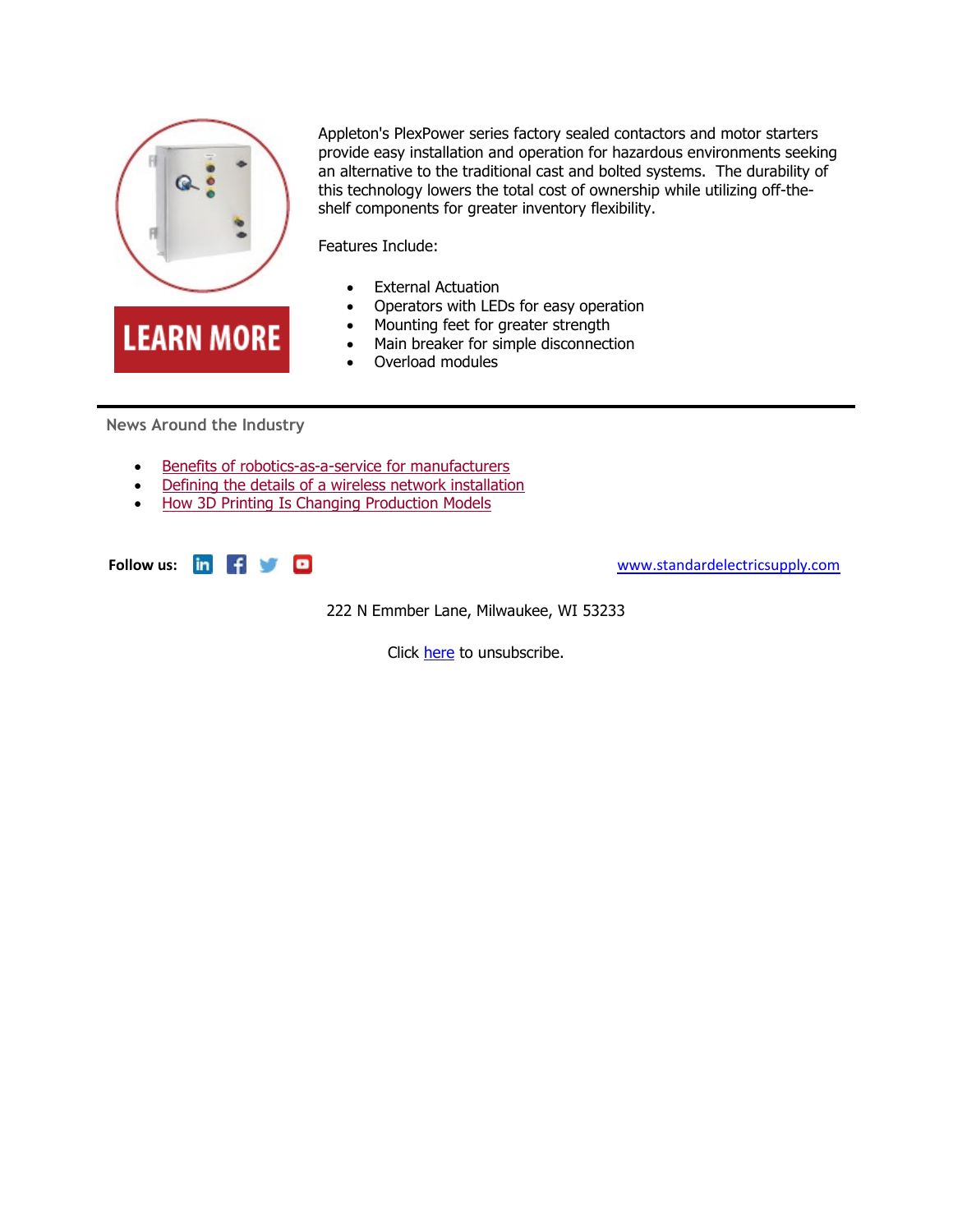LEARN MORE

Appleton's PlexPower series factory sealed contactors and motor starters provide easy installation and operation for hazardous environments seeking an alternative to the traditional cast and bolted systems. The durability of this technology lowers the total cost of ownership while utilizing off-the-shelf components for greater inventory flexibility.

Features Include:

- External Actuation
- Operators with LEDs for easy operation
- Mounting feet for greater strength
- Main breaker for simple disconnection
- Overload modules

---

News Around the Industry

- Benefits of robotics-as-a-service for manufacturers
- Defining the details of a wireless network installation
- How 3D Printing Is Changing Production Models

**Follow us:**

www.standardelectricsupply.com

222 N Emmber Lane, Milwaukee, WI 53233

Click here to unsubscribe.